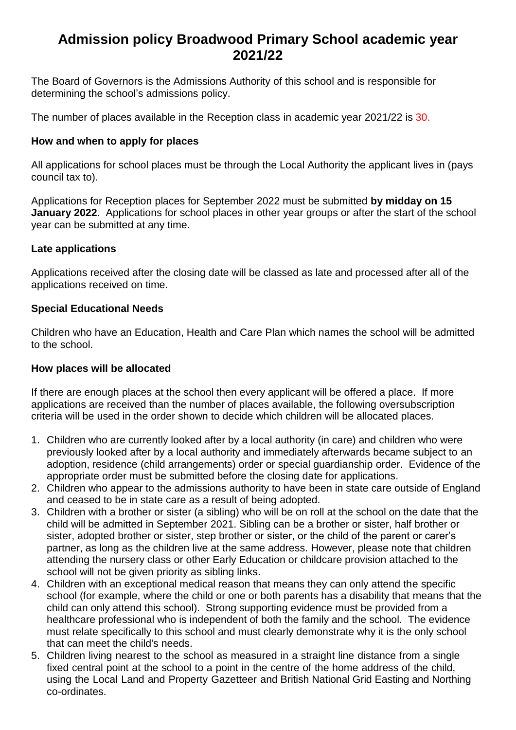# Admission policy Broadwood Primary School academic year 2021/22

The Board of Governors is the Admissions Authority of this school and is responsible for determining the school's admissions policy.

The number of places available in the Reception class in academic year 2021/22 is 30.

### How and when to apply for places

All applications for school places must be through the Local Authority the applicant lives in (pays council tax to).

Applications for Reception places for September 2022 must be submitted **by midday on 15 January 2022**. Applications for school places in other year groups or after the start of the school year can be submitted at any time.

### Late applications

Applications received after the closing date will be classed as late and processed after all of the applications received on time.

### Special Educational Needs

Children who have an Education, Health and Care Plan which names the school will be admitted to the school.

### How places will be allocated

If there are enough places at the school then every applicant will be offered a place. If more applications are received than the number of places available, the following oversubscription criteria will be used in the order shown to decide which children will be allocated places.

1. Children who are currently looked after by a local authority (in care) and children who were previously looked after by a local authority and immediately afterwards became subject to an adoption, residence (child arrangements) order or special guardianship order. Evidence of the appropriate order must be submitted before the closing date for applications.
2. Children who appear to the admissions authority to have been in state care outside of England and ceased to be in state care as a result of being adopted.
3. Children with a brother or sister (a sibling) who will be on roll at the school on the date that the child will be admitted in September 2021. Sibling can be a brother or sister, half brother or sister, adopted brother or sister, step brother or sister, or the child of the parent or carer's partner, as long as the children live at the same address. However, please note that children attending the nursery class or other Early Education or childcare provision attached to the school will not be given priority as sibling links.
4. Children with an exceptional medical reason that means they can only attend the specific school (for example, where the child or one or both parents has a disability that means that the child can only attend this school). Strong supporting evidence must be provided from a healthcare professional who is independent of both the family and the school. The evidence must relate specifically to this school and must clearly demonstrate why it is the only school that can meet the child's needs.
5. Children living nearest to the school as measured in a straight line distance from a single fixed central point at the school to a point in the centre of the home address of the child, using the Local Land and Property Gazetteer and British National Grid Easting and Northing co-ordinates.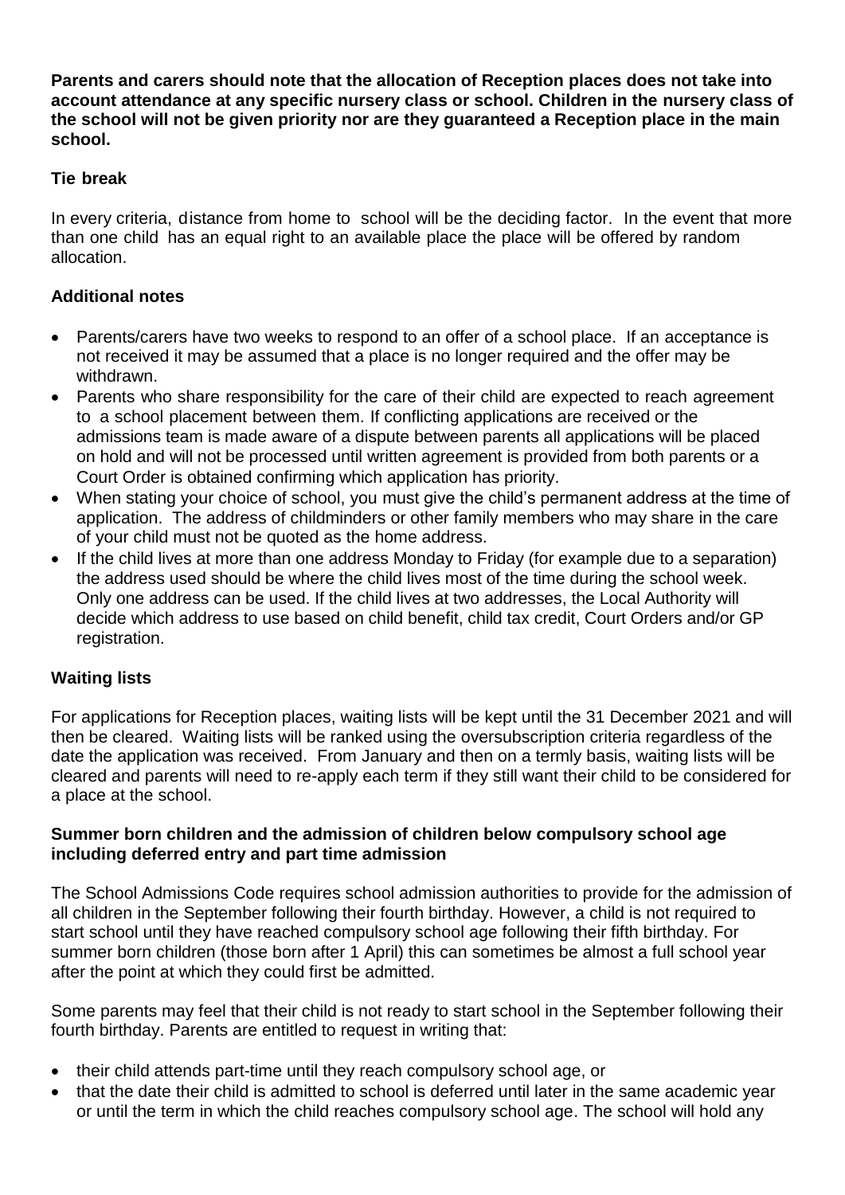**Parents and carers should note that the allocation of Reception places does not take into account attendance at any specific nursery class or school. Children in the nursery class of the school will not be given priority nor are they guaranteed a Reception place in the main school.**

### Tie break

In every criteria, distance from home to school will be the deciding factor. In the event that more than one child has an equal right to an available place the place will be offered by random allocation.

### Additional notes

- Parents/carers have two weeks to respond to an offer of a school place. If an acceptance is not received it may be assumed that a place is no longer required and the offer may be withdrawn.
- Parents who share responsibility for the care of their child are expected to reach agreement to a school placement between them. If conflicting applications are received or the admissions team is made aware of a dispute between parents all applications will be placed on hold and will not be processed until written agreement is provided from both parents or a Court Order is obtained confirming which application has priority.
- When stating your choice of school, you must give the child's permanent address at the time of application. The address of childminders or other family members who may share in the care of your child must not be quoted as the home address.
- If the child lives at more than one address Monday to Friday (for example due to a separation) the address used should be where the child lives most of the time during the school week. Only one address can be used. If the child lives at two addresses, the Local Authority will decide which address to use based on child benefit, child tax credit, Court Orders and/or GP registration.

### Waiting lists

For applications for Reception places, waiting lists will be kept until the 31 December 2021 and will then be cleared. Waiting lists will be ranked using the oversubscription criteria regardless of the date the application was received. From January and then on a termly basis, waiting lists will be cleared and parents will need to re-apply each term if they still want their child to be considered for a place at the school.

### Summer born children and the admission of children below compulsory school age including deferred entry and part time admission

The School Admissions Code requires school admission authorities to provide for the admission of all children in the September following their fourth birthday. However, a child is not required to start school until they have reached compulsory school age following their fifth birthday. For summer born children (those born after 1 April) this can sometimes be almost a full school year after the point at which they could first be admitted.

Some parents may feel that their child is not ready to start school in the September following their fourth birthday. Parents are entitled to request in writing that:

- their child attends part-time until they reach compulsory school age, or
- that the date their child is admitted to school is deferred until later in the same academic year or until the term in which the child reaches compulsory school age. The school will hold any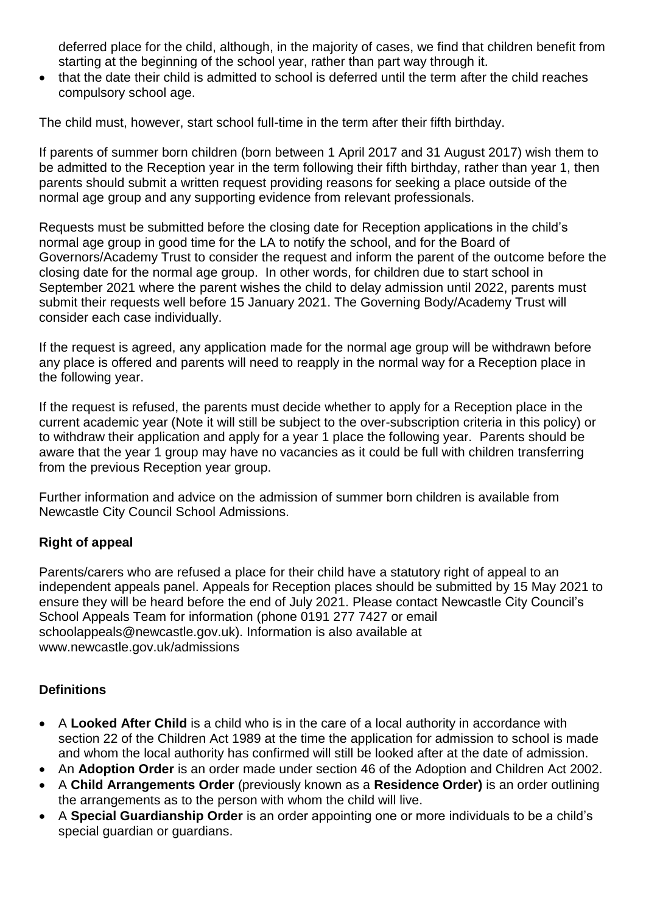deferred place for the child, although, in the majority of cases, we find that children benefit from starting at the beginning of the school year, rather than part way through it.

- that the date their child is admitted to school is deferred until the term after the child reaches compulsory school age.

The child must, however, start school full-time in the term after their fifth birthday.

If parents of summer born children (born between 1 April 2017 and 31 August 2017) wish them to be admitted to the Reception year in the term following their fifth birthday, rather than year 1, then parents should submit a written request providing reasons for seeking a place outside of the normal age group and any supporting evidence from relevant professionals.

Requests must be submitted before the closing date for Reception applications in the child's normal age group in good time for the LA to notify the school, and for the Board of Governors/Academy Trust to consider the request and inform the parent of the outcome before the closing date for the normal age group. In other words, for children due to start school in September 2021 where the parent wishes the child to delay admission until 2022, parents must submit their requests well before 15 January 2021. The Governing Body/Academy Trust will consider each case individually.

If the request is agreed, any application made for the normal age group will be withdrawn before any place is offered and parents will need to reapply in the normal way for a Reception place in the following year.

If the request is refused, the parents must decide whether to apply for a Reception place in the current academic year (Note it will still be subject to the over-subscription criteria in this policy) or to withdraw their application and apply for a year 1 place the following year. Parents should be aware that the year 1 group may have no vacancies as it could be full with children transferring from the previous Reception year group.

Further information and advice on the admission of summer born children is available from Newcastle City Council School Admissions.

**Right of appeal**

Parents/carers who are refused a place for their child have a statutory right of appeal to an independent appeals panel. Appeals for Reception places should be submitted by 15 May 2021 to ensure they will be heard before the end of July 2021. Please contact Newcastle City Council's School Appeals Team for information (phone 0191 277 7427 or email schoolappeals@newcastle.gov.uk). Information is also available at www.newcastle.gov.uk/admissions

**Definitions**

- A **Looked After Child** is a child who is in the care of a local authority in accordance with section 22 of the Children Act 1989 at the time the application for admission to school is made and whom the local authority has confirmed will still be looked after at the date of admission.
- An **Adoption Order** is an order made under section 46 of the Adoption and Children Act 2002.
- A **Child Arrangements Order** (previously known as a **Residence Order)** is an order outlining the arrangements as to the person with whom the child will live.
- A **Special Guardianship Order** is an order appointing one or more individuals to be a child's special guardian or guardians.